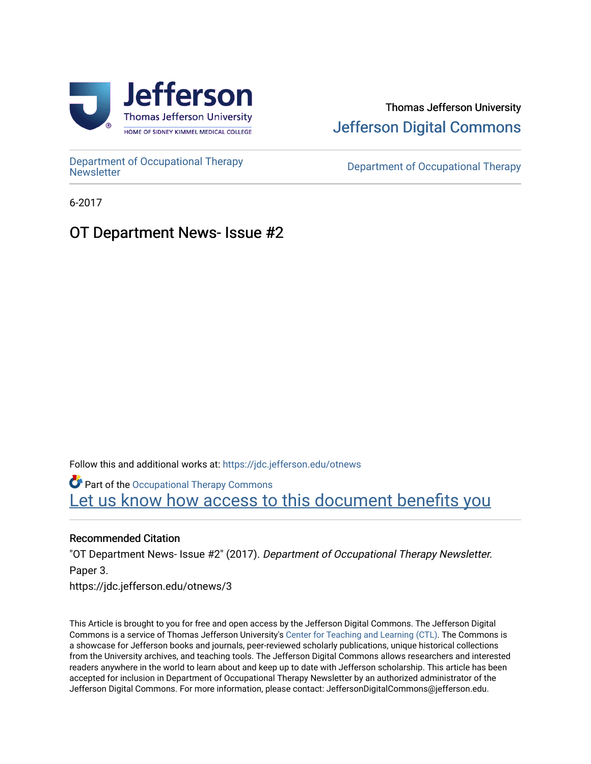Thomas Jefferson University

Jefferson Digital Commons

Department of Occupational Therapy Newsletter

Department of Occupational Therapy

6-2017

# OT Department News- Issue #2

Follow this and additional works at: https://jdc.jefferson.edu/otnews

Part of the Occupational Therapy Commons

Let us know how access to this document benefits you

### Recommended Citation

"OT Department News- Issue #2" (2017). *Department of Occupational Therapy Newsletter.* Paper 3.

https://jdc.jefferson.edu/otnews/3

This Article is brought to you for free and open access by the Jefferson Digital Commons. The Jefferson Digital Commons is a service of Thomas Jefferson University's Center for Teaching and Learning (CTL). The Commons is a showcase for Jefferson books and journals, peer-reviewed scholarly publications, unique historical collections from the University archives, and teaching tools. The Jefferson Digital Commons allows researchers and interested readers anywhere in the world to learn about and keep up to date with Jefferson scholarship. This article has been accepted for inclusion in Department of Occupational Therapy Newsletter by an authorized administrator of the Jefferson Digital Commons. For more information, please contact: JeffersonDigitalCommons@jefferson.edu.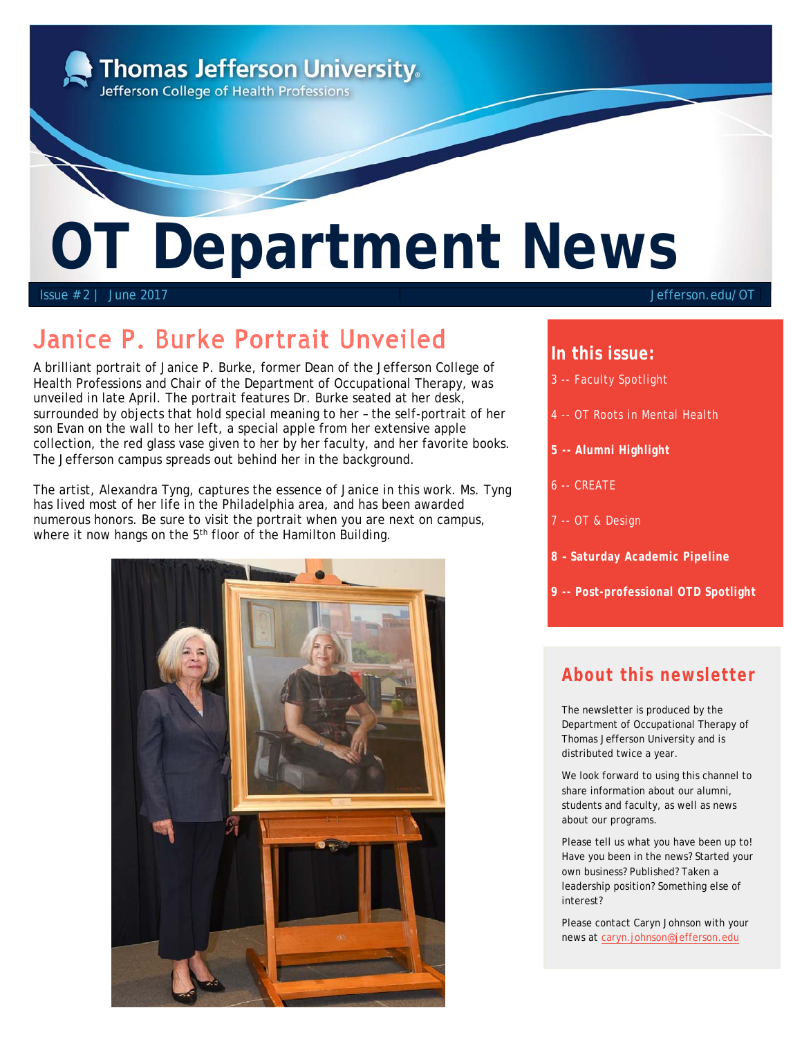Thomas Jefferson University
Jefferson College of Health Professions

# OT Department News

Issue #2 | June 2017 Jefferson.edu/OT

## Janice P. Burke Portrait Unveiled

A brilliant portrait of Janice P. Burke, former Dean of the Jefferson College of Health Professions and Chair of the Department of Occupational Therapy, was unveiled in late April. The portrait features Dr. Burke seated at her desk, surrounded by objects that hold special meaning to her – the self-portrait of her son Evan on the wall to her left, a special apple from her extensive apple collection, the red glass vase given to her by her faculty, and her favorite books. The Jefferson campus spreads out behind her in the background.

The artist, Alexandra Tyng, captures the essence of Janice in this work. Ms. Tyng has lived most of her life in the Philadelphia area, and has been awarded numerous honors. Be sure to visit the portrait when you are next on campus, where it now hangs on the 5th floor of the Hamilton Building.

### In this issue:

3 -- Faculty Spotlight

4 -- OT Roots in Mental Health

**5 -- Alumni Highlight**

6 -- CREATE

7 -- OT & Design

**8 – Saturday Academic Pipeline**

**9 -- Post-professional OTD Spotlight**

### About this newsletter

The newsletter is produced by the Department of Occupational Therapy of Thomas Jefferson University and is distributed twice a year.

We look forward to using this channel to share information about our alumni, students and faculty, as well as news about our programs.

Please tell us what you have been up to! Have you been in the news? Started your own business? Published? Taken a leadership position? Something else of interest?

Please contact Caryn Johnson with your news at caryn.johnson@jefferson.edu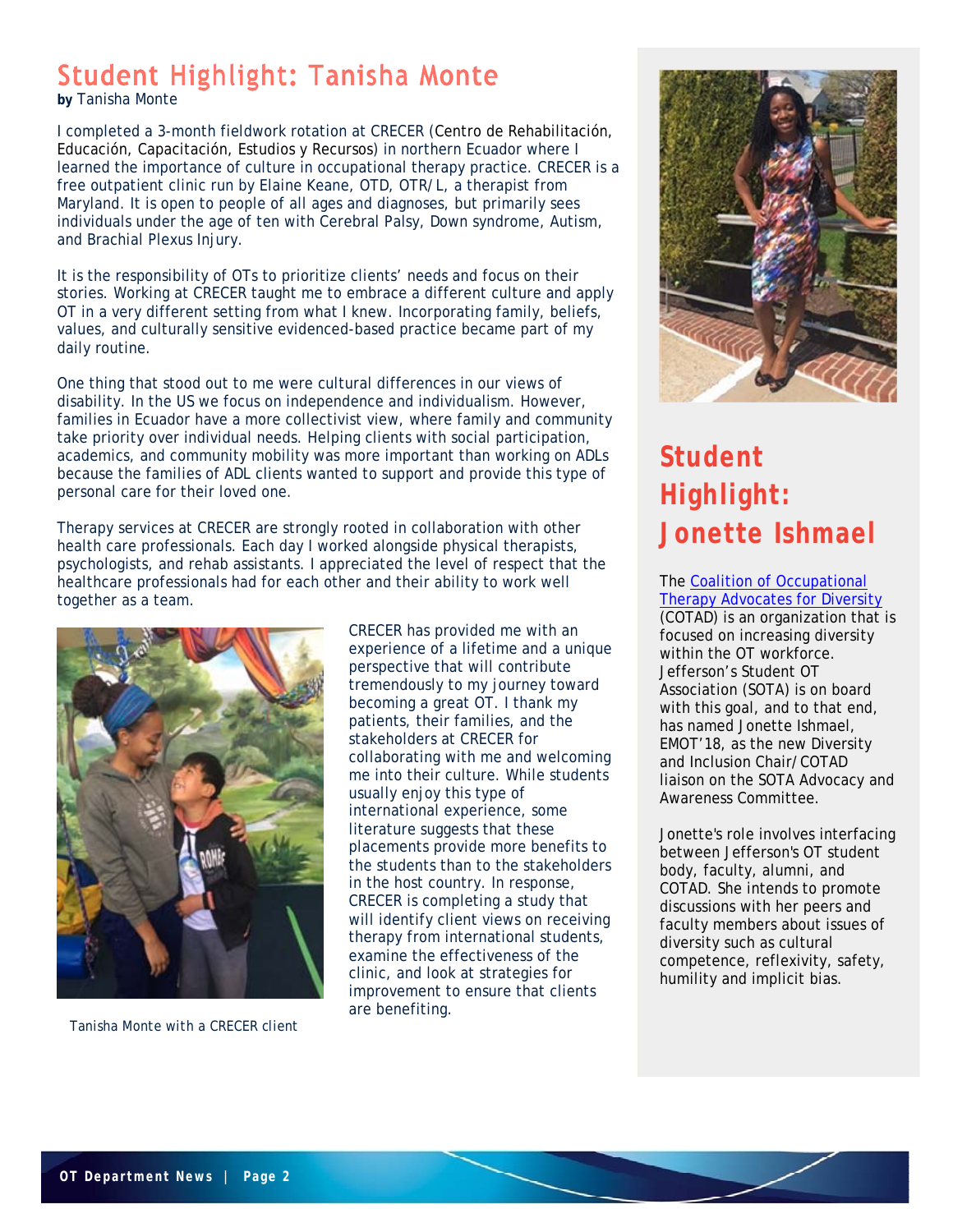# Student Highlight: Tanisha Monte

**by** Tanisha Monte

I completed a 3-month fieldwork rotation at CRECER (Centro de Rehabilitación, Educación, Capacitación, Estudios y Recursos) in northern Ecuador where I learned the importance of culture in occupational therapy practice. CRECER is a free outpatient clinic run by Elaine Keane, OTD, OTR/L, a therapist from Maryland. It is open to people of all ages and diagnoses, but primarily sees individuals under the age of ten with Cerebral Palsy, Down syndrome, Autism, and Brachial Plexus Injury.

It is the responsibility of OTs to prioritize clients' needs and focus on their stories. Working at CRECER taught me to embrace a different culture and apply OT in a very different setting from what I knew. Incorporating family, beliefs, values, and culturally sensitive evidenced-based practice became part of my daily routine.

One thing that stood out to me were cultural differences in our views of disability. In the US we focus on independence and individualism. However, families in Ecuador have a more collectivist view, where family and community take priority over individual needs. Helping clients with social participation, academics, and community mobility was more important than working on ADLs because the families of ADL clients wanted to support and provide this type of personal care for their loved one.

Therapy services at CRECER are strongly rooted in collaboration with other health care professionals. Each day I worked alongside physical therapists, psychologists, and rehab assistants. I appreciated the level of respect that the healthcare professionals had for each other and their ability to work well together as a team.

Tanisha Monte with a CRECER client

CRECER has provided me with an experience of a lifetime and a unique perspective that will contribute tremendously to my journey toward becoming a great OT. I thank my patients, their families, and the stakeholders at CRECER for collaborating with me and welcoming me into their culture. While students usually enjoy this type of international experience, some literature suggests that these placements provide more benefits to the students than to the stakeholders in the host country. In response, CRECER is completing a study that will identify client views on receiving therapy from international students, examine the effectiveness of the clinic, and look at strategies for improvement to ensure that clients are benefiting.

# Student Highlight: Jonette Ishmael

The Coalition of Occupational Therapy Advocates for Diversity (COTAD) is an organization that is focused on increasing diversity within the OT workforce. Jefferson's Student OT Association (SOTA) is on board with this goal, and to that end, has named Jonette Ishmael, EMOT'18, as the new Diversity and Inclusion Chair/COTAD liaison on the SOTA Advocacy and Awareness Committee.

Jonette's role involves interfacing between Jefferson's OT student body, faculty, alumni, and COTAD. She intends to promote discussions with her peers and faculty members about issues of diversity such as cultural competence, reflexivity, safety, humility and implicit bias.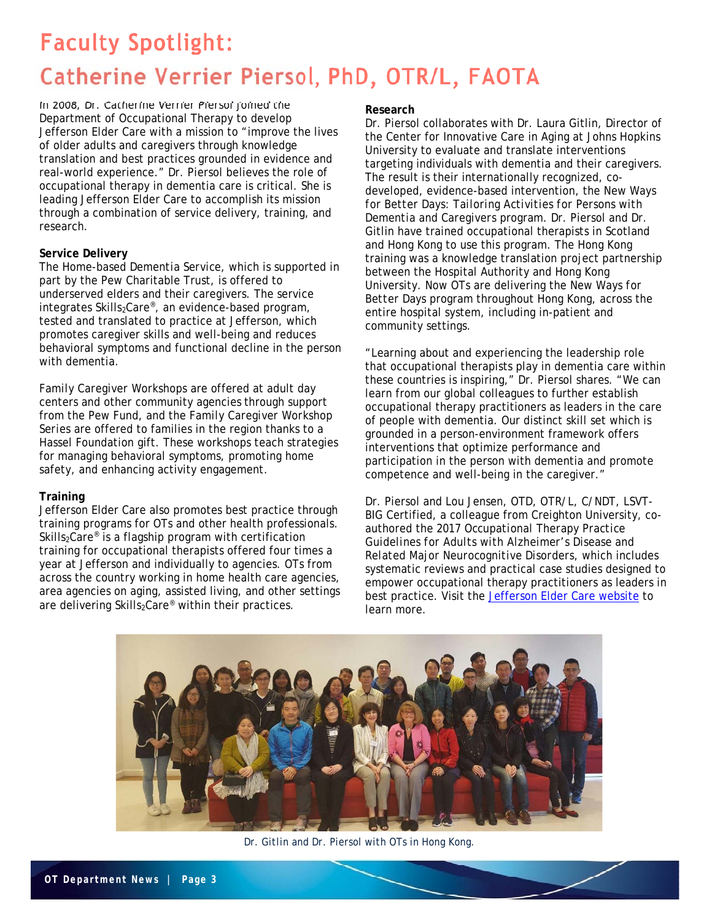# Faculty Spotlight: Catherine Verrier Piersol, PhD, OTR/L, FAOTA

In 2008, Dr. Catherine Verrier Piersol joined the Department of Occupational Therapy to develop Jefferson Elder Care with a mission to "improve the lives of older adults and caregivers through knowledge translation and best practices grounded in evidence and real-world experience." Dr. Piersol believes the role of occupational therapy in dementia care is critical. She is leading Jefferson Elder Care to accomplish its mission through a combination of service delivery, training, and research.

**Service Delivery**

The Home-based Dementia Service, which is supported in part by the Pew Charitable Trust, is offered to underserved elders and their caregivers. The service integrates $Skills_2Care^{®}$, an evidence-based program, tested and translated to practice at Jefferson, which promotes caregiver skills and well-being and reduces behavioral symptoms and functional decline in the person with dementia.

Family Caregiver Workshops are offered at adult day centers and other community agencies through support from the Pew Fund, and the Family Caregiver Workshop Series are offered to families in the region thanks to a Hassel Foundation gift. These workshops teach strategies for managing behavioral symptoms, promoting home safety, and enhancing activity engagement.

**Training**

Jefferson Elder Care also promotes best practice through training programs for OTs and other health professionals. $Skills_2Care^{®}$ is a flagship program with certification training for occupational therapists offered four times a year at Jefferson and individually to agencies. OTs from across the country working in home health care agencies, area agencies on aging, assisted living, and other settings are delivering $Skills_2Care^{®}$ within their practices.

**Research**

Dr. Piersol collaborates with Dr. Laura Gitlin, Director of the Center for Innovative Care in Aging at Johns Hopkins University to evaluate and translate interventions targeting individuals with dementia and their caregivers. The result is their internationally recognized, co-developed, evidence-based intervention, the New Ways for Better Days: Tailoring Activities for Persons with Dementia and Caregivers program. Dr. Piersol and Dr. Gitlin have trained occupational therapists in Scotland and Hong Kong to use this program. The Hong Kong training was a knowledge translation project partnership between the Hospital Authority and Hong Kong University. Now OTs are delivering the New Ways for Better Days program throughout Hong Kong, across the entire hospital system, including in-patient and community settings.

"Learning about and experiencing the leadership role that occupational therapists play in dementia care within these countries is inspiring," Dr. Piersol shares. "We can learn from our global colleagues to further establish occupational therapy practitioners as leaders in the care of people with dementia. Our distinct skill set which is grounded in a person-environment framework offers interventions that optimize performance and participation in the person with dementia and promote competence and well-being in the caregiver."

Dr. Piersol and Lou Jensen, OTD, OTR/L, C/NDT, LSVT-BIG Certified, a colleague from Creighton University, co-authored the 2017 Occupational Therapy Practice Guidelines for Adults with Alzheimer's Disease and Related Major Neurocognitive Disorders, which includes systematic reviews and practical case studies designed to empower occupational therapy practitioners as leaders in best practice. Visit the Jefferson Elder Care website to learn more.

Dr. Gitlin and Dr. Piersol with OTs in Hong Kong.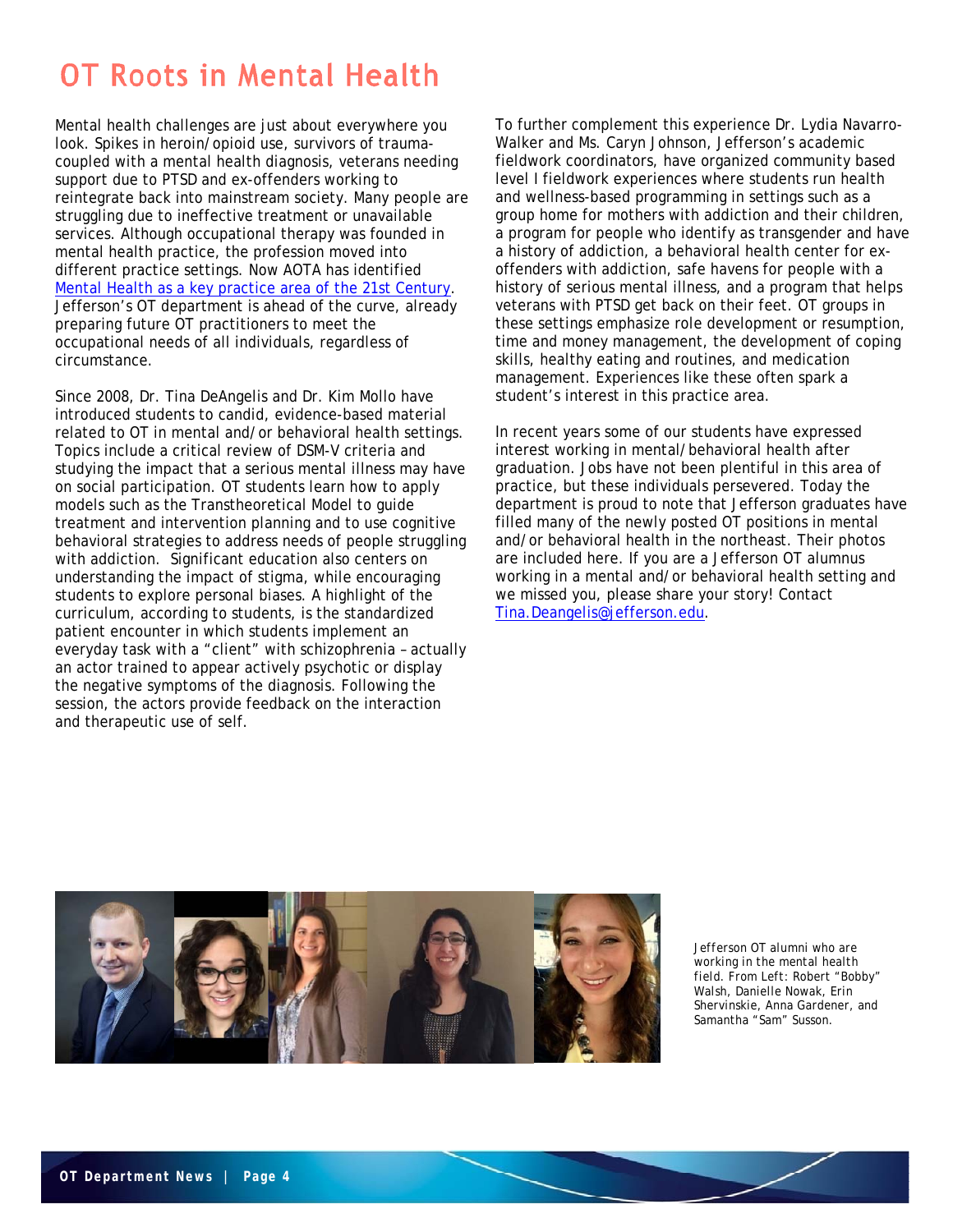# OT Roots in Mental Health

Mental health challenges are just about everywhere you look. Spikes in heroin/opioid use, survivors of trauma-coupled with a mental health diagnosis, veterans needing support due to PTSD and ex-offenders working to reintegrate back into mainstream society. Many people are struggling due to ineffective treatment or unavailable services. Although occupational therapy was founded in mental health practice, the profession moved into different practice settings. Now AOTA has identified [Mental Health as a key practice area of the 21st Century](). Jefferson's OT department is ahead of the curve, already preparing future OT practitioners to meet the occupational needs of all individuals, regardless of circumstance.

Since 2008, Dr. Tina DeAngelis and Dr. Kim Mollo have introduced students to candid, evidence-based material related to OT in mental and/or behavioral health settings. Topics include a critical review of DSM-V criteria and studying the impact that a serious mental illness may have on social participation. OT students learn how to apply models such as the Transtheoretical Model to guide treatment and intervention planning and to use cognitive behavioral strategies to address needs of people struggling with addiction. Significant education also centers on understanding the impact of stigma, while encouraging students to explore personal biases. A highlight of the curriculum, according to students, is the standardized patient encounter in which students implement an everyday task with a "client" with schizophrenia – actually an actor trained to appear actively psychotic or display the negative symptoms of the diagnosis. Following the session, the actors provide feedback on the interaction and therapeutic use of self.

To further complement this experience Dr. Lydia Navarro-Walker and Ms. Caryn Johnson, Jefferson's academic fieldwork coordinators, have organized community based level I fieldwork experiences where students run health and wellness-based programming in settings such as a group home for mothers with addiction and their children, a program for people who identify as transgender and have a history of addiction, a behavioral health center for ex-offenders with addiction, safe havens for people with a history of serious mental illness, and a program that helps veterans with PTSD get back on their feet. OT groups in these settings emphasize role development or resumption, time and money management, the development of coping skills, healthy eating and routines, and medication management. Experiences like these often spark a student's interest in this practice area.

In recent years some of our students have expressed interest working in mental/behavioral health after graduation. Jobs have not been plentiful in this area of practice, but these individuals persevered. Today the department is proud to note that Jefferson graduates have filled many of the newly posted OT positions in mental and/or behavioral health in the northeast. Their photos are included here. If you are a Jefferson OT alumnus working in a mental and/or behavioral health setting and we missed you, please share your story! Contact [Tina.Deangelis@jefferson.edu]().

Jefferson OT alumni who are working in the mental health field. From Left: Robert "Bobby" Walsh, Danielle Nowak, Erin Shervinskie, Anna Gardener, and Samantha "Sam" Susson.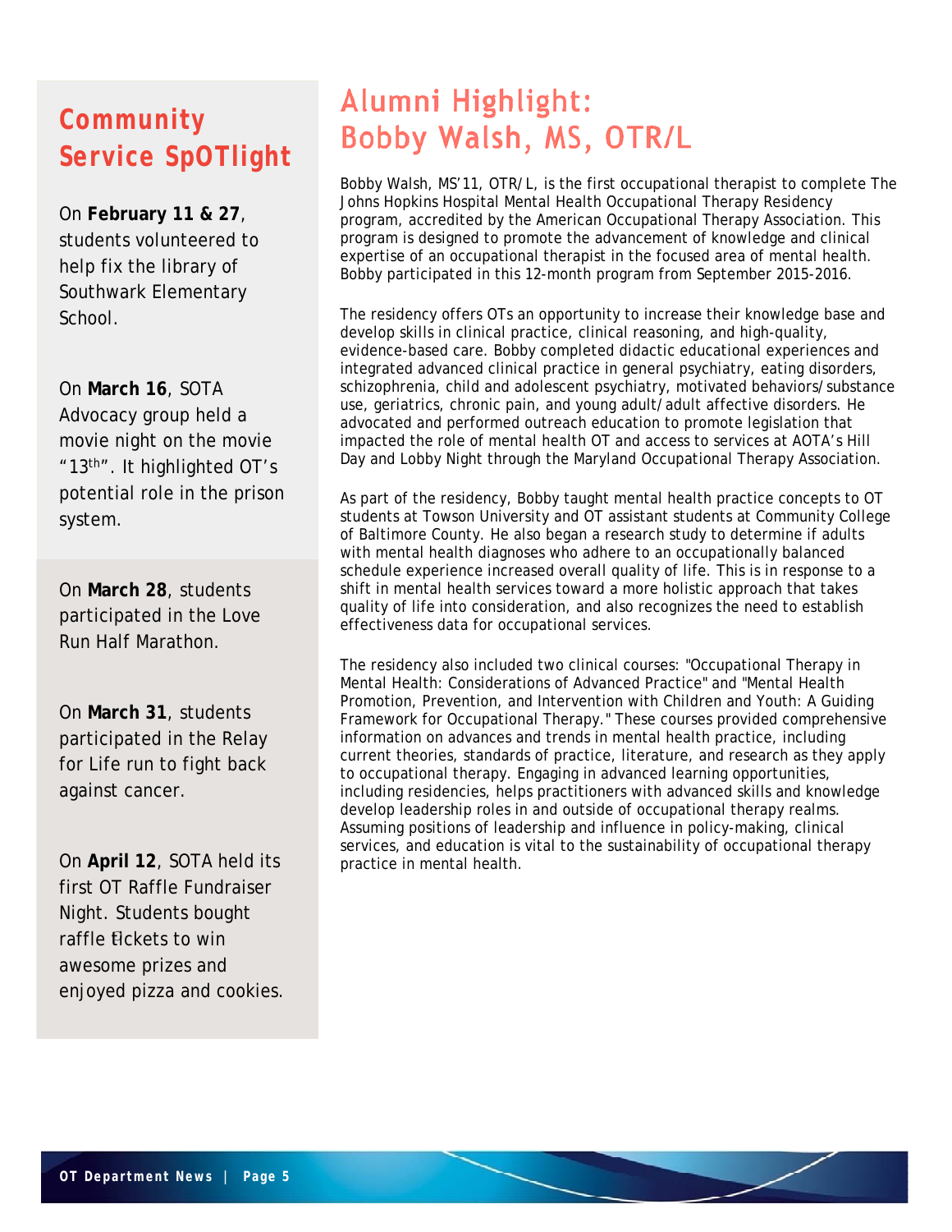## Community Service SpOTlight

On **February 11 & 27**, students volunteered to help fix the library of Southwark Elementary School.

On **March 16**, SOTA Advocacy group held a movie night on the movie "13th". It highlighted OT's potential role in the prison system.

On **March 28**, students participated in the Love Run Half Marathon.

On **March 31**, students participated in the Relay for Life run to fight back against cancer.

On **April 12**, SOTA held its first OT Raffle Fundraiser Night. Students bought raffle tickets to win awesome prizes and enjoyed pizza and cookies.

## Alumni Highlight: Bobby Walsh, MS, OTR/L

Bobby Walsh, MS'11, OTR/L, is the first occupational therapist to complete The Johns Hopkins Hospital Mental Health Occupational Therapy Residency program, accredited by the American Occupational Therapy Association. This program is designed to promote the advancement of knowledge and clinical expertise of an occupational therapist in the focused area of mental health. Bobby participated in this 12-month program from September 2015-2016.

The residency offers OTs an opportunity to increase their knowledge base and develop skills in clinical practice, clinical reasoning, and high-quality, evidence-based care. Bobby completed didactic educational experiences and integrated advanced clinical practice in general psychiatry, eating disorders, schizophrenia, child and adolescent psychiatry, motivated behaviors/substance use, geriatrics, chronic pain, and young adult/adult affective disorders. He advocated and performed outreach education to promote legislation that impacted the role of mental health OT and access to services at AOTA's Hill Day and Lobby Night through the Maryland Occupational Therapy Association.

As part of the residency, Bobby taught mental health practice concepts to OT students at Towson University and OT assistant students at Community College of Baltimore County. He also began a research study to determine if adults with mental health diagnoses who adhere to an occupationally balanced schedule experience increased overall quality of life. This is in response to a shift in mental health services toward a more holistic approach that takes quality of life into consideration, and also recognizes the need to establish effectiveness data for occupational services.

The residency also included two clinical courses: "Occupational Therapy in Mental Health: Considerations of Advanced Practice" and "Mental Health Promotion, Prevention, and Intervention with Children and Youth: A Guiding Framework for Occupational Therapy." These courses provided comprehensive information on advances and trends in mental health practice, including current theories, standards of practice, literature, and research as they apply to occupational therapy. Engaging in advanced learning opportunities, including residencies, helps practitioners with advanced skills and knowledge develop leadership roles in and outside of occupational therapy realms. Assuming positions of leadership and influence in policy-making, clinical services, and education is vital to the sustainability of occupational therapy practice in mental health.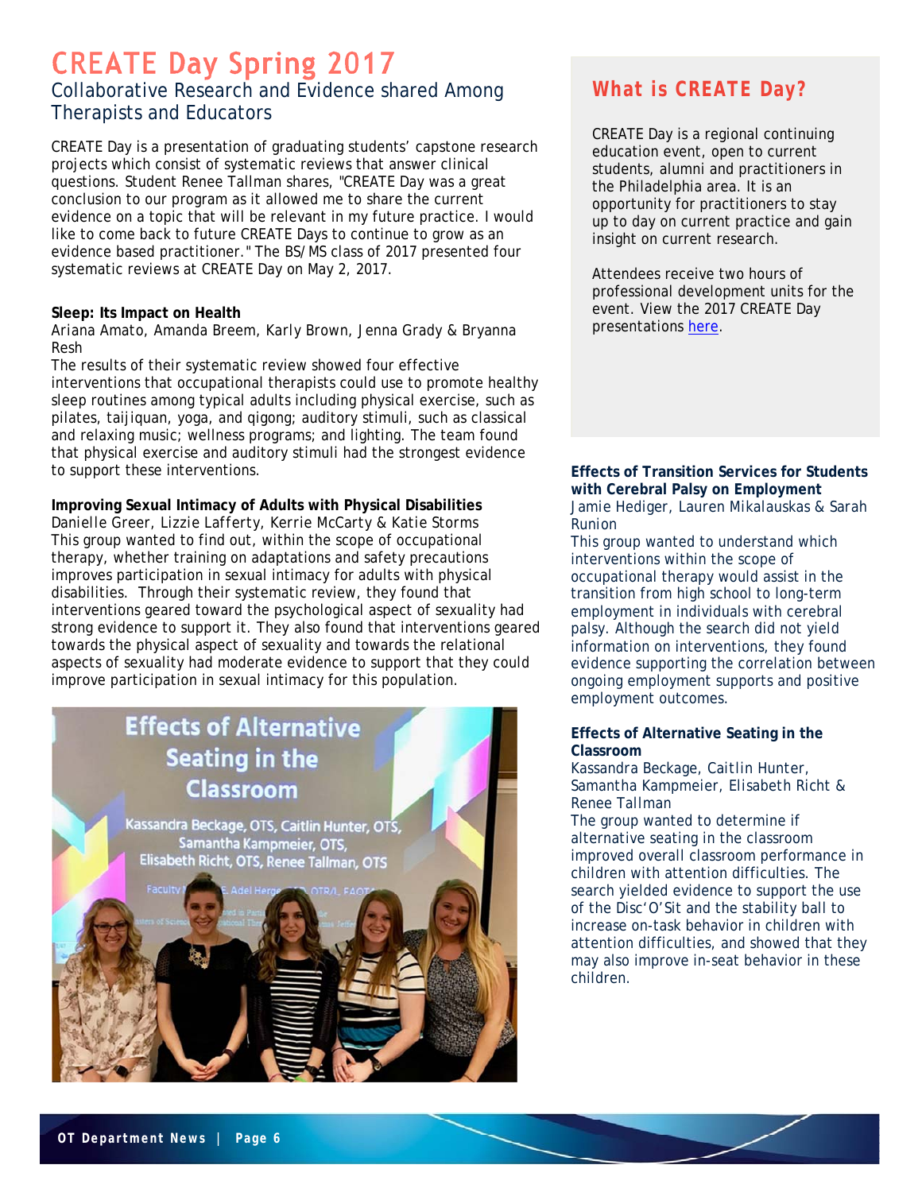# CREATE Day Spring 2017

## Collaborative Research and Evidence shared Among Therapists and Educators

CREATE Day is a presentation of graduating students' capstone research projects which consist of systematic reviews that answer clinical questions. Student Renee Tallman shares, "CREATE Day was a great conclusion to our program as it allowed me to share the current evidence on a topic that will be relevant in my future practice. I would like to come back to future CREATE Days to continue to grow as an evidence based practitioner." The BS/MS class of 2017 presented four systematic reviews at CREATE Day on May 2, 2017.

**Sleep: Its Impact on Health**
Ariana Amato, Amanda Breem, Karly Brown, Jenna Grady & Bryanna Resh
The results of their systematic review showed four effective interventions that occupational therapists could use to promote healthy sleep routines among typical adults including physical exercise, such as pilates, taijiquan, yoga, and qigong; auditory stimuli, such as classical and relaxing music; wellness programs; and lighting. The team found that physical exercise and auditory stimuli had the strongest evidence to support these interventions.

**Improving Sexual Intimacy of Adults with Physical Disabilities**
Danielle Greer, Lizzie Lafferty, Kerrie McCarty & Katie Storms
This group wanted to find out, within the scope of occupational therapy, whether training on adaptations and safety precautions improves participation in sexual intimacy for adults with physical disabilities. Through their systematic review, they found that interventions geared toward the psychological aspect of sexuality had strong evidence to support it. They also found that interventions geared towards the physical aspect of sexuality and towards the relational aspects of sexuality had moderate evidence to support that they could improve participation in sexual intimacy for this population.

## What is CREATE Day?

CREATE Day is a regional continuing education event, open to current students, alumni and practitioners in the Philadelphia area. It is an opportunity for practitioners to stay up to day on current practice and gain insight on current research.

Attendees receive two hours of professional development units for the event. View the 2017 CREATE Day presentations here.

**Effects of Transition Services for Students with Cerebral Palsy on Employment**
Jamie Hediger, Lauren Mikalauskas & Sarah Runion
This group wanted to understand which interventions within the scope of occupational therapy would assist in the transition from high school to long-term employment in individuals with cerebral palsy. Although the search did not yield information on interventions, they found evidence supporting the correlation between ongoing employment supports and positive employment outcomes.

**Effects of Alternative Seating in the Classroom**
Kassandra Beckage, Caitlin Hunter, Samantha Kampmeier, Elisabeth Richt & Renee Tallman
The group wanted to determine if alternative seating in the classroom improved overall classroom performance in children with attention difficulties. The search yielded evidence to support the use of the Disc'O'Sit and the stability ball to increase on-task behavior in children with attention difficulties, and showed that they may also improve in-seat behavior in these children.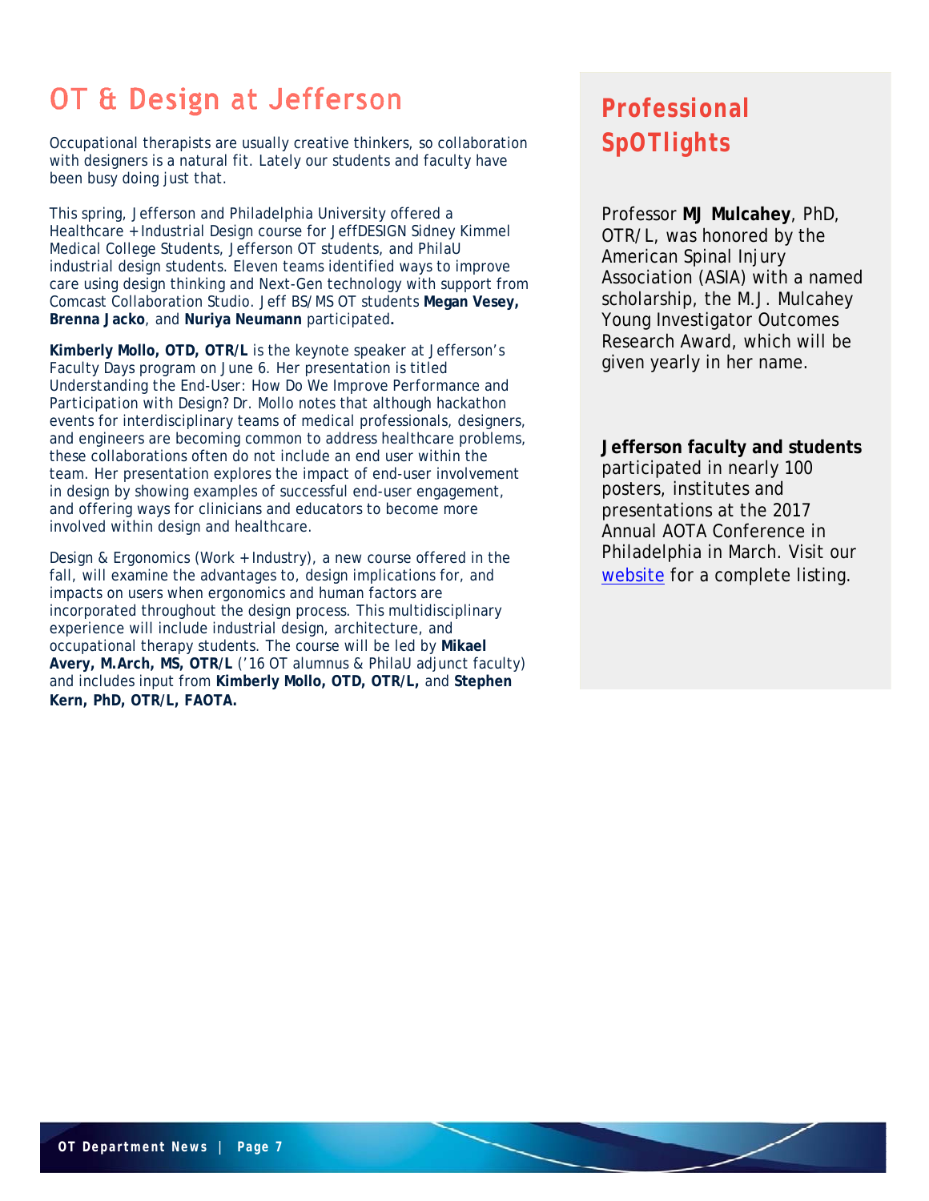# OT & Design at Jefferson

Occupational therapists are usually creative thinkers, so collaboration with designers is a natural fit. Lately our students and faculty have been busy doing just that.

This spring, Jefferson and Philadelphia University offered a Healthcare + Industrial Design course for JeffDESIGN Sidney Kimmel Medical College Students, Jefferson OT students, and PhilaU industrial design students. Eleven teams identified ways to improve care using design thinking and Next-Gen technology with support from Comcast Collaboration Studio. Jeff BS/MS OT students **Megan Vesey, Brenna Jacko**, and **Nuriya Neumann** participated**.**

**Kimberly Mollo, OTD, OTR/L** is the keynote speaker at Jefferson's Faculty Days program on June 6. Her presentation is titled Understanding the End-User: How Do We Improve Performance and Participation with Design? Dr. Mollo notes that although hackathon events for interdisciplinary teams of medical professionals, designers, and engineers are becoming common to address healthcare problems, these collaborations often do not include an end user within the team. Her presentation explores the impact of end-user involvement in design by showing examples of successful end-user engagement, and offering ways for clinicians and educators to become more involved within design and healthcare.

Design & Ergonomics (Work + Industry), a new course offered in the fall, will examine the advantages to, design implications for, and impacts on users when ergonomics and human factors are incorporated throughout the design process. This multidisciplinary experience will include industrial design, architecture, and occupational therapy students. The course will be led by **Mikael Avery, M.Arch, MS, OTR/L** ('16 OT alumnus & PhilaU adjunct faculty) and includes input from **Kimberly Mollo, OTD, OTR/L,** and **Stephen Kern, PhD, OTR/L, FAOTA.**

## Professional SpOTlights

Professor **MJ Mulcahey**, PhD, OTR/L, was honored by the American Spinal Injury Association (ASIA) with a named scholarship, the M.J. Mulcahey Young Investigator Outcomes Research Award, which will be given yearly in her name.

**Jefferson faculty and students** participated in nearly 100 posters, institutes and presentations at the 2017 Annual AOTA Conference in Philadelphia in March. Visit our website for a complete listing.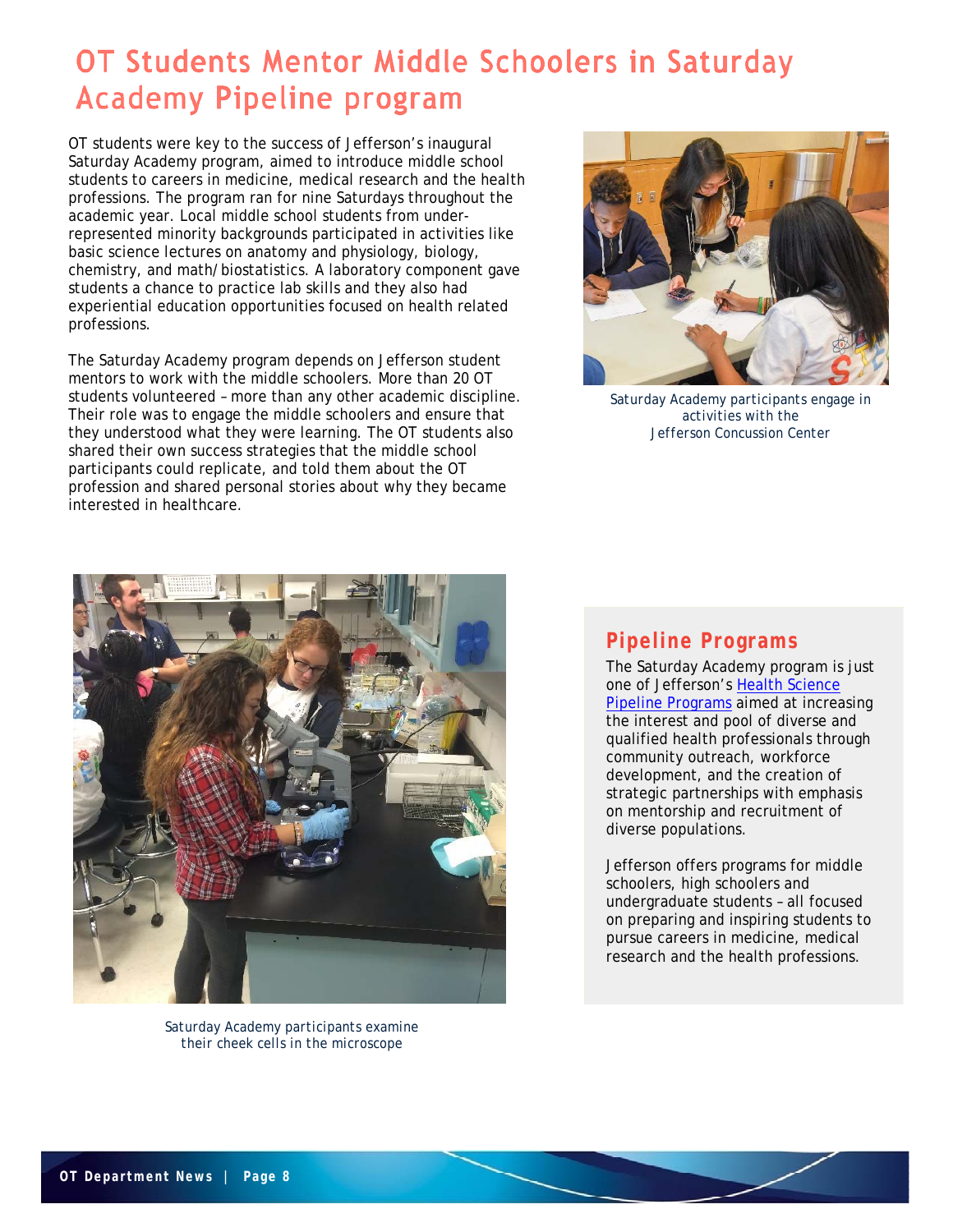# OT Students Mentor Middle Schoolers in Saturday Academy Pipeline program

OT students were key to the success of Jefferson's inaugural Saturday Academy program, aimed to introduce middle school students to careers in medicine, medical research and the health professions. The program ran for nine Saturdays throughout the academic year. Local middle school students from under-represented minority backgrounds participated in activities like basic science lectures on anatomy and physiology, biology, chemistry, and math/biostatistics. A laboratory component gave students a chance to practice lab skills and they also had experiential education opportunities focused on health related professions.

The Saturday Academy program depends on Jefferson student mentors to work with the middle schoolers. More than 20 OT students volunteered – more than any other academic discipline. Their role was to engage the middle schoolers and ensure that they understood what they were learning. The OT students also shared their own success strategies that the middle school participants could replicate, and told them about the OT profession and shared personal stories about why they became interested in healthcare.

Saturday Academy participants engage in activities with the Jefferson Concussion Center

Saturday Academy participants examine their cheek cells in the microscope

## Pipeline Programs

The Saturday Academy program is just one of Jefferson's [Health Science Pipeline Programs] aimed at increasing the interest and pool of diverse and qualified health professionals through community outreach, workforce development, and the creation of strategic partnerships with emphasis on mentorship and recruitment of diverse populations.

Jefferson offers programs for middle schoolers, high schoolers and undergraduate students – all focused on preparing and inspiring students to pursue careers in medicine, medical research and the health professions.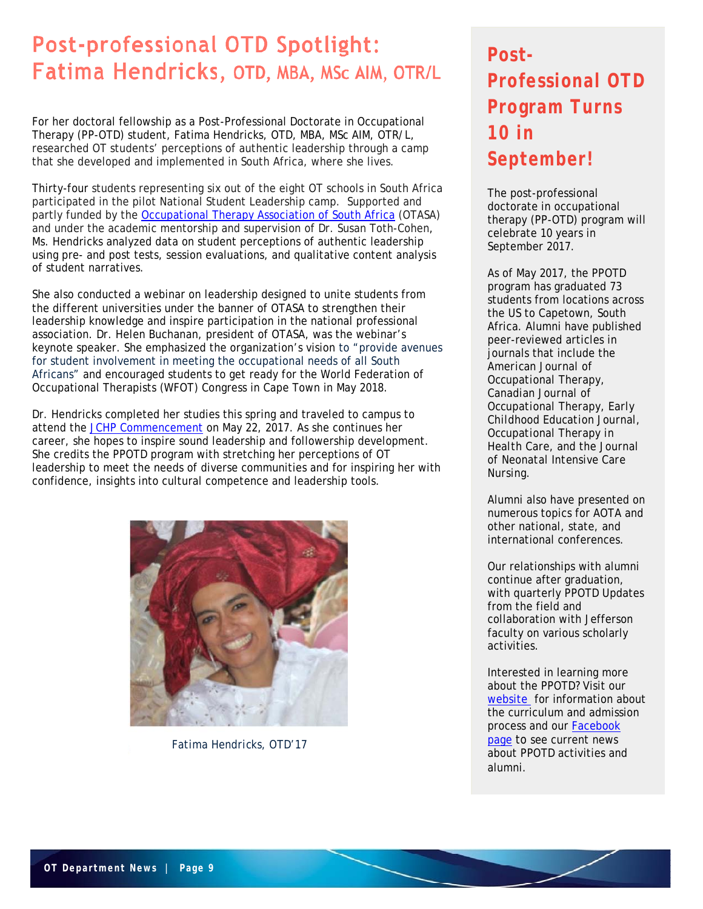# Post-professional OTD Spotlight: Fatima Hendricks, OTD, MBA, MSc AIM, OTR/L

For her doctoral fellowship as a Post-Professional Doctorate in Occupational Therapy (PP-OTD) student, Fatima Hendricks, OTD, MBA, MSc AIM, OTR/L, researched OT students' perceptions of authentic leadership through a camp that she developed and implemented in South Africa, where she lives.

Thirty-four students representing six out of the eight OT schools in South Africa participated in the pilot National Student Leadership camp. Supported and partly funded by the Occupational Therapy Association of South Africa (OTASA) and under the academic mentorship and supervision of Dr. Susan Toth-Cohen, Ms. Hendricks analyzed data on student perceptions of authentic leadership using pre- and post tests, session evaluations, and qualitative content analysis of student narratives.

She also conducted a webinar on leadership designed to unite students from the different universities under the banner of OTASA to strengthen their leadership knowledge and inspire participation in the national professional association. Dr. Helen Buchanan, president of OTASA, was the webinar's keynote speaker. She emphasized the organization's vision to "provide avenues for student involvement in meeting the occupational needs of all South Africans" and encouraged students to get ready for the World Federation of Occupational Therapists (WFOT) Congress in Cape Town in May 2018.

Dr. Hendricks completed her studies this spring and traveled to campus to attend the JCHP Commencement on May 22, 2017. As she continues her career, she hopes to inspire sound leadership and followership development. She credits the PPOTD program with stretching her perceptions of OT leadership to meet the needs of diverse communities and for inspiring her with confidence, insights into cultural competence and leadership tools.

Fatima Hendricks, OTD'17

## Post-Professional OTD Program Turns 10 in September!

The post-professional doctorate in occupational therapy (PP-OTD) program will celebrate 10 years in September 2017.

As of May 2017, the PPOTD program has graduated 73 students from locations across the US to Capetown, South Africa. Alumni have published peer-reviewed articles in journals that include the American Journal of Occupational Therapy, Canadian Journal of Occupational Therapy, Early Childhood Education Journal, Occupational Therapy in Health Care, and the Journal of Neonatal Intensive Care Nursing.

Alumni also have presented on numerous topics for AOTA and other national, state, and international conferences.

Our relationships with alumni continue after graduation, with quarterly PPOTD Updates from the field and collaboration with Jefferson faculty on various scholarly activities.

Interested in learning more about the PPOTD? Visit our website for information about the curriculum and admission process and our Facebook page to see current news about PPOTD activities and alumni.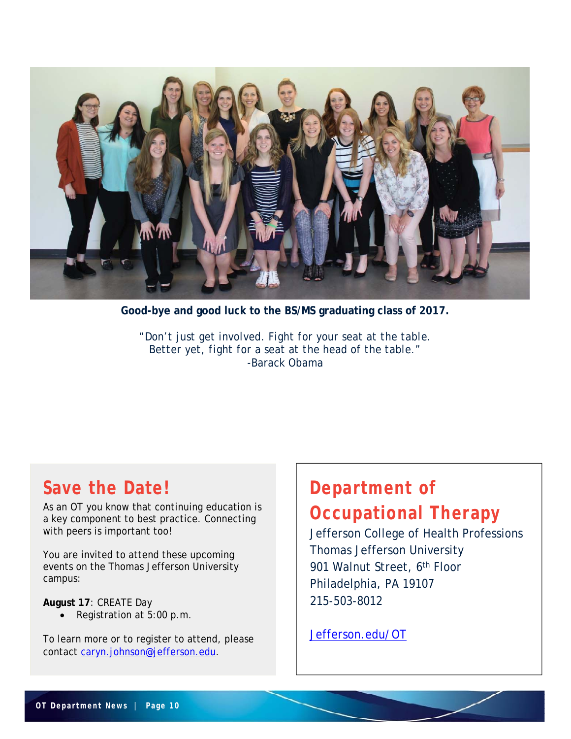**Good-bye and good luck to the BS/MS graduating class of 2017.**

*"Don't just get involved. Fight for your seat at the table. Better yet, fight for a seat at the head of the table."*
-Barack Obama

## Save the Date!

As an OT you know that continuing education is a key component to best practice. Connecting with peers is important too!

You are invited to attend these upcoming events on the Thomas Jefferson University campus:

**August 17**: CREATE Day

- Registration at 5:00 p.m.

To learn more or to register to attend, please contact caryn.johnson@jefferson.edu.

## Department of Occupational Therapy

Jefferson College of Health Professions
Thomas Jefferson University
901 Walnut Street, 6th Floor
Philadelphia, PA 19107
215-503-8012

Jefferson.edu/OT